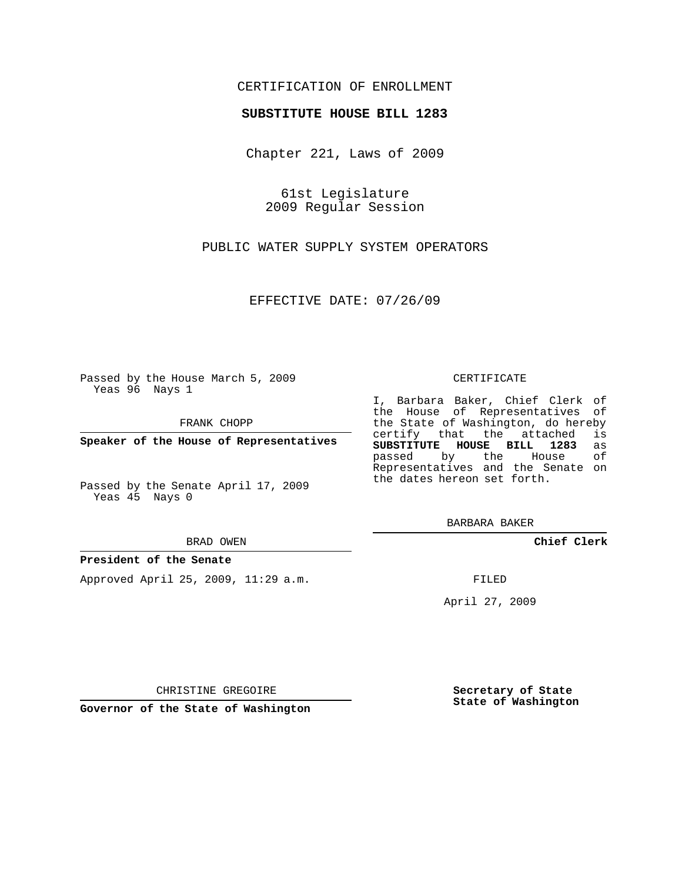CERTIFICATION OF ENROLLMENT

**SUBSTITUTE HOUSE BILL 1283**

Chapter 221, Laws of 2009

61st Legislature
2009 Regular Session

PUBLIC WATER SUPPLY SYSTEM OPERATORS

EFFECTIVE DATE: 07/26/09

Passed by the House March 5, 2009
Yeas 96 Nays 1

FRANK CHOPP

**Speaker of the House of Representatives**

Passed by the Senate April 17, 2009
Yeas 45 Nays 0

BRAD OWEN

**President of the Senate**

Approved April 25, 2009, 11:29 a.m.

CHRISTINE GREGOIRE

**Governor of the State of Washington**

CERTIFICATE

I, Barbara Baker, Chief Clerk of the House of Representatives of the State of Washington, do hereby certify that the attached is **SUBSTITUTE HOUSE BILL 1283** as passed by the House of Representatives and the Senate on the dates hereon set forth.

BARBARA BAKER

**Chief Clerk**

FILED

April 27, 2009

**Secretary of State**
**State of Washington**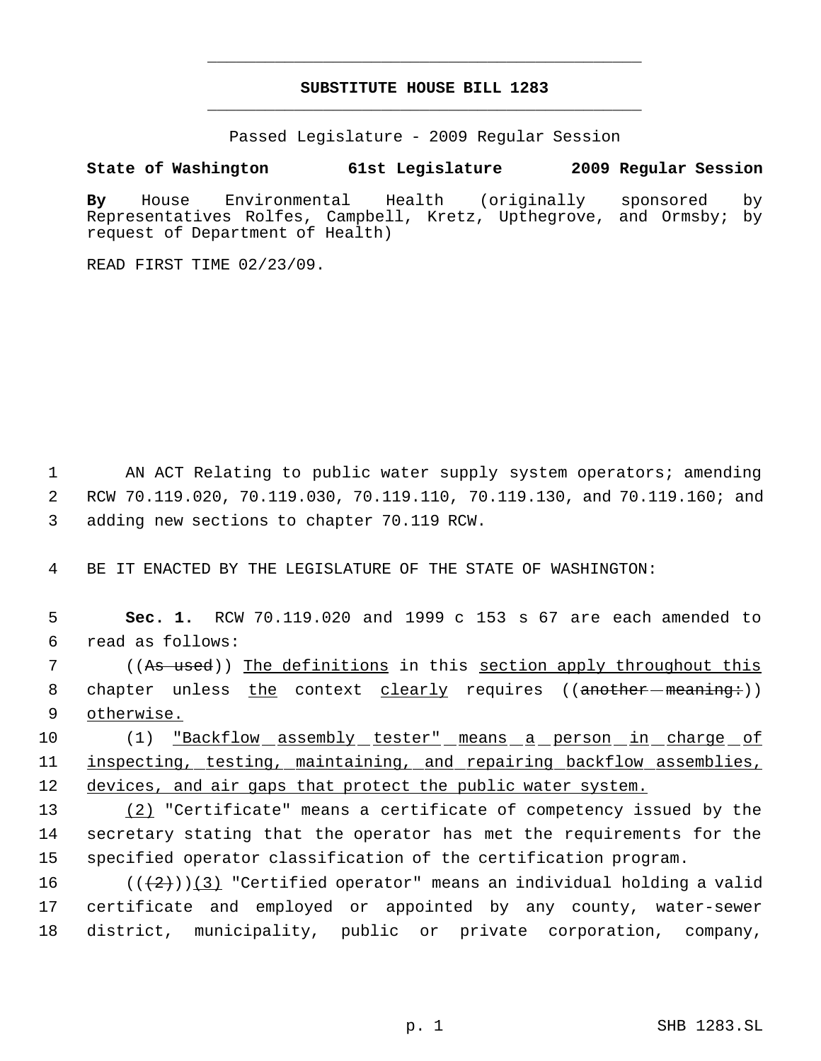# SUBSTITUTE HOUSE BILL 1283

Passed Legislature - 2009 Regular Session

**State of Washington 61st Legislature 2009 Regular Session**

**By** House Environmental Health (originally sponsored by Representatives Rolfes, Campbell, Kretz, Upthegrove, and Ormsby; by request of Department of Health)

READ FIRST TIME 02/23/09.

AN ACT Relating to public water supply system operators; amending RCW 70.119.020, 70.119.030, 70.119.110, 70.119.130, and 70.119.160; and adding new sections to chapter 70.119 RCW.

BE IT ENACTED BY THE LEGISLATURE OF THE STATE OF WASHINGTON:

**Sec. 1.** RCW 70.119.020 and 1999 c 153 s 67 are each amended to read as follows:

((~~As used~~)) The definitions in this section apply throughout this chapter unless the context clearly requires ((~~another meaning:~~)) otherwise.

(1) "Backflow assembly tester" means a person in charge of inspecting, testing, maintaining, and repairing backflow assemblies, devices, and air gaps that protect the public water system.

(2) "Certificate" means a certificate of competency issued by the secretary stating that the operator has met the requirements for the specified operator classification of the certification program.

((~~(2)~~))(3) "Certified operator" means an individual holding a valid certificate and employed or appointed by any county, water-sewer district, municipality, public or private corporation, company,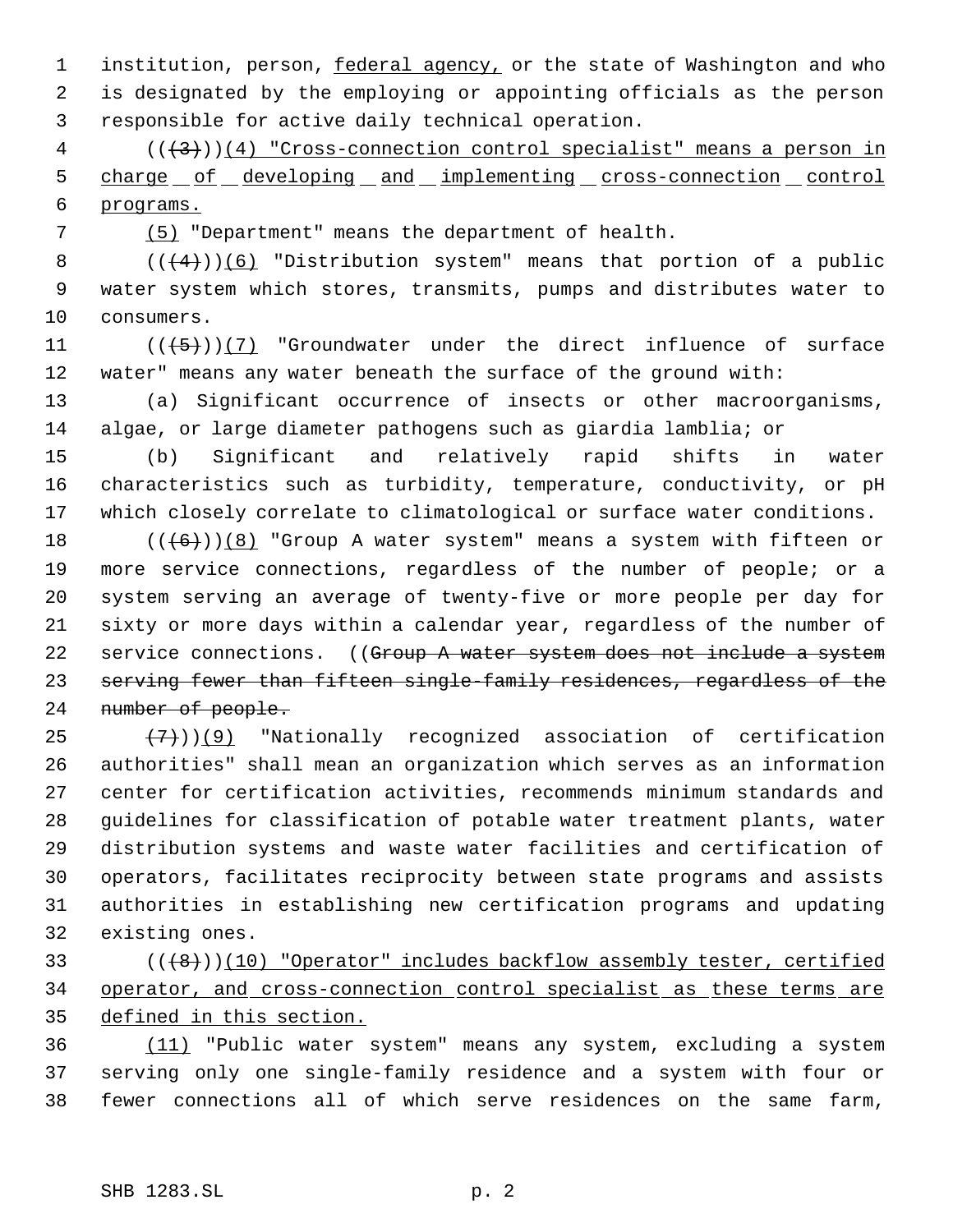institution, person, federal agency, or the state of Washington and who is designated by the employing or appointing officials as the person responsible for active daily technical operation.

(((3)))(4) "Cross-connection control specialist" means a person in charge of developing and implementing cross-connection control programs.

(5) "Department" means the department of health.

(((4)))(6) "Distribution system" means that portion of a public water system which stores, transmits, pumps and distributes water to consumers.

(((5)))(7) "Groundwater under the direct influence of surface water" means any water beneath the surface of the ground with:

(a) Significant occurrence of insects or other macroorganisms, algae, or large diameter pathogens such as giardia lamblia; or

(b) Significant and relatively rapid shifts in water characteristics such as turbidity, temperature, conductivity, or pH which closely correlate to climatological or surface water conditions.

(((6)))(8) "Group A water system" means a system with fifteen or more service connections, regardless of the number of people; or a system serving an average of twenty-five or more people per day for sixty or more days within a calendar year, regardless of the number of service connections. ((~~Group A water system does not include a system serving fewer than fifteen single-family residences, regardless of the number of people.~~

~~(7)~~))(9) "Nationally recognized association of certification authorities" shall mean an organization which serves as an information center for certification activities, recommends minimum standards and guidelines for classification of potable water treatment plants, water distribution systems and waste water facilities and certification of operators, facilitates reciprocity between state programs and assists authorities in establishing new certification programs and updating existing ones.

(((8)))(10) "Operator" includes backflow assembly tester, certified operator, and cross-connection control specialist as these terms are defined in this section.

(11) "Public water system" means any system, excluding a system serving only one single-family residence and a system with four or fewer connections all of which serve residences on the same farm,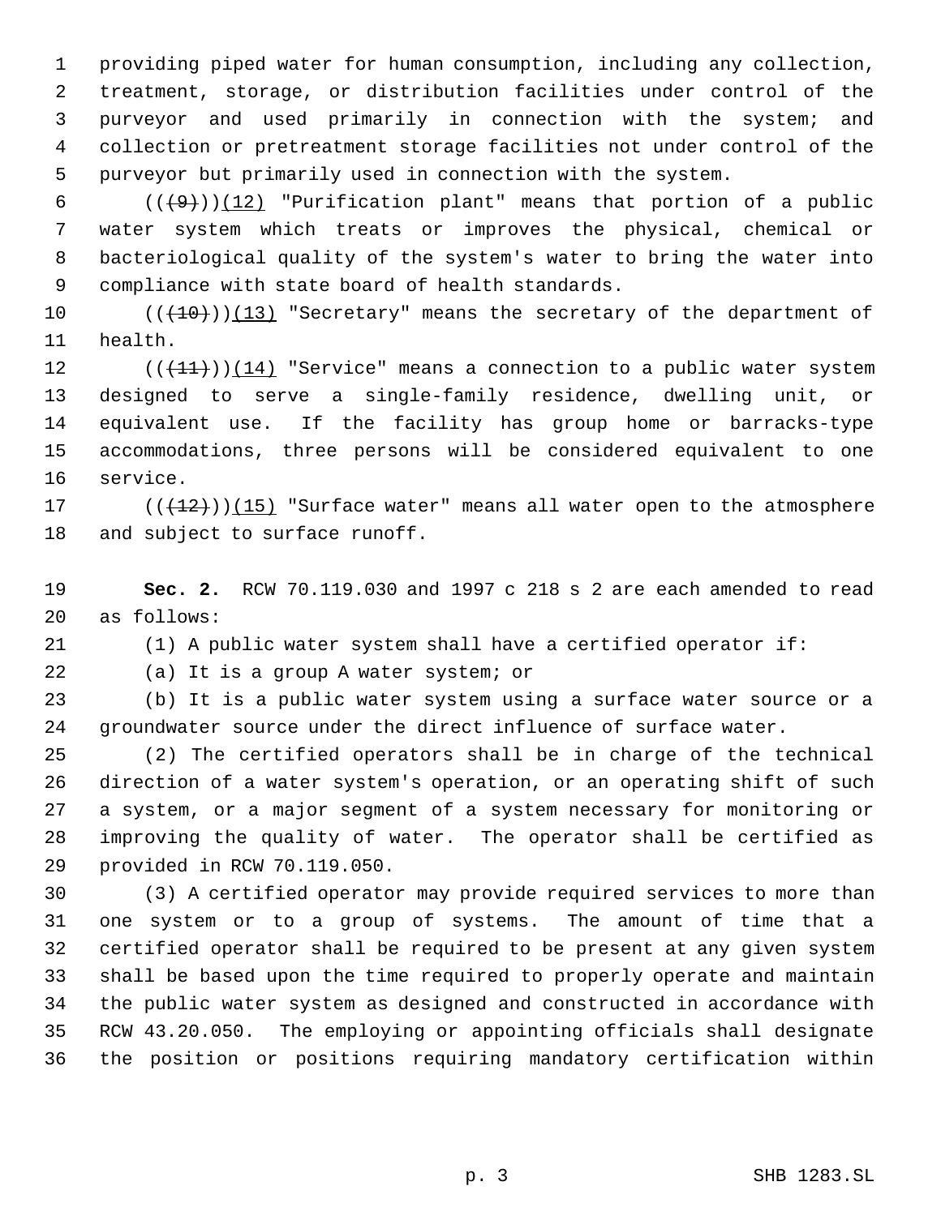providing piped water for human consumption, including any collection, treatment, storage, or distribution facilities under control of the purveyor and used primarily in connection with the system; and collection or pretreatment storage facilities not under control of the purveyor but primarily used in connection with the system.

~~((9))~~(12) "Purification plant" means that portion of a public water system which treats or improves the physical, chemical or bacteriological quality of the system's water to bring the water into compliance with state board of health standards.

~~((10))~~(13) "Secretary" means the secretary of the department of health.

~~((11))~~(14) "Service" means a connection to a public water system designed to serve a single-family residence, dwelling unit, or equivalent use. If the facility has group home or barracks-type accommodations, three persons will be considered equivalent to one service.

~~((12))~~(15) "Surface water" means all water open to the atmosphere and subject to surface runoff.

**Sec. 2.** RCW 70.119.030 and 1997 c 218 s 2 are each amended to read as follows:

(1) A public water system shall have a certified operator if:

(a) It is a group A water system; or

(b) It is a public water system using a surface water source or a groundwater source under the direct influence of surface water.

(2) The certified operators shall be in charge of the technical direction of a water system's operation, or an operating shift of such a system, or a major segment of a system necessary for monitoring or improving the quality of water. The operator shall be certified as provided in RCW 70.119.050.

(3) A certified operator may provide required services to more than one system or to a group of systems. The amount of time that a certified operator shall be required to be present at any given system shall be based upon the time required to properly operate and maintain the public water system as designed and constructed in accordance with RCW 43.20.050. The employing or appointing officials shall designate the position or positions requiring mandatory certification within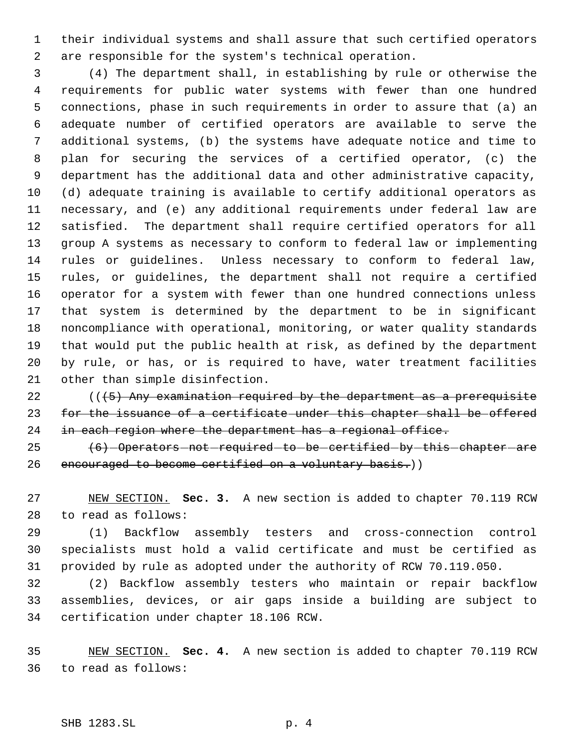their individual systems and shall assure that such certified operators are responsible for the system's technical operation.

(4) The department shall, in establishing by rule or otherwise the requirements for public water systems with fewer than one hundred connections, phase in such requirements in order to assure that (a) an adequate number of certified operators are available to serve the additional systems, (b) the systems have adequate notice and time to plan for securing the services of a certified operator, (c) the department has the additional data and other administrative capacity, (d) adequate training is available to certify additional operators as necessary, and (e) any additional requirements under federal law are satisfied. The department shall require certified operators for all group A systems as necessary to conform to federal law or implementing rules or guidelines. Unless necessary to conform to federal law, rules, or guidelines, the department shall not require a certified operator for a system with fewer than one hundred connections unless that system is determined by the department to be in significant noncompliance with operational, monitoring, or water quality standards that would put the public health at risk, as defined by the department by rule, or has, or is required to have, water treatment facilities other than simple disinfection.

((~~(5) Any examination required by the department as a prerequisite for the issuance of a certificate under this chapter shall be offered in each region where the department has a regional office.~~

~~(6) Operators not required to be certified by this chapter are encouraged to become certified on a voluntary basis.~~))

NEW SECTION. **Sec. 3.** A new section is added to chapter 70.119 RCW to read as follows:

(1) Backflow assembly testers and cross-connection control specialists must hold a valid certificate and must be certified as provided by rule as adopted under the authority of RCW 70.119.050.

(2) Backflow assembly testers who maintain or repair backflow assemblies, devices, or air gaps inside a building are subject to certification under chapter 18.106 RCW.

NEW SECTION. **Sec. 4.** A new section is added to chapter 70.119 RCW to read as follows: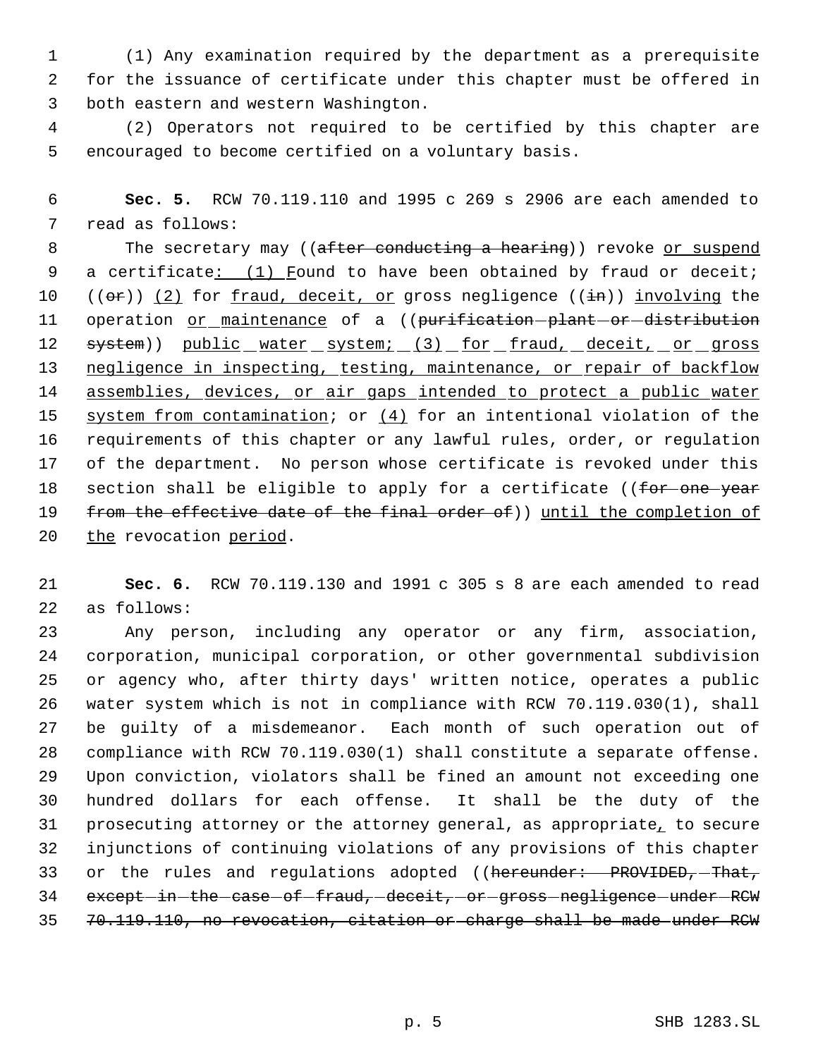(1) Any examination required by the department as a prerequisite for the issuance of certificate under this chapter must be offered in both eastern and western Washington.

(2) Operators not required to be certified by this chapter are encouraged to become certified on a voluntary basis.

**Sec. 5.** RCW 70.119.110 and 1995 c 269 s 2906 are each amended to read as follows:

The secretary may ((after conducting a hearing)) revoke or suspend a certificate: (1) Found to have been obtained by fraud or deceit; ((or)) (2) for fraud, deceit, or gross negligence ((in)) involving the operation or maintenance of a ((purification plant or distribution system)) public water system; (3) for fraud, deceit, or gross negligence in inspecting, testing, maintenance, or repair of backflow assemblies, devices, or air gaps intended to protect a public water system from contamination; or (4) for an intentional violation of the requirements of this chapter or any lawful rules, order, or regulation of the department. No person whose certificate is revoked under this section shall be eligible to apply for a certificate ((for one year from the effective date of the final order of)) until the completion of the revocation period.

**Sec. 6.** RCW 70.119.130 and 1991 c 305 s 8 are each amended to read as follows:

Any person, including any operator or any firm, association, corporation, municipal corporation, or other governmental subdivision or agency who, after thirty days' written notice, operates a public water system which is not in compliance with RCW 70.119.030(1), shall be guilty of a misdemeanor. Each month of such operation out of compliance with RCW 70.119.030(1) shall constitute a separate offense. Upon conviction, violators shall be fined an amount not exceeding one hundred dollars for each offense. It shall be the duty of the prosecuting attorney or the attorney general, as appropriate, to secure injunctions of continuing violations of any provisions of this chapter or the rules and regulations adopted ((hereunder: PROVIDED, That, except in the case of fraud, deceit, or gross negligence under RCW 70.119.110, no revocation, citation or charge shall be made under RCW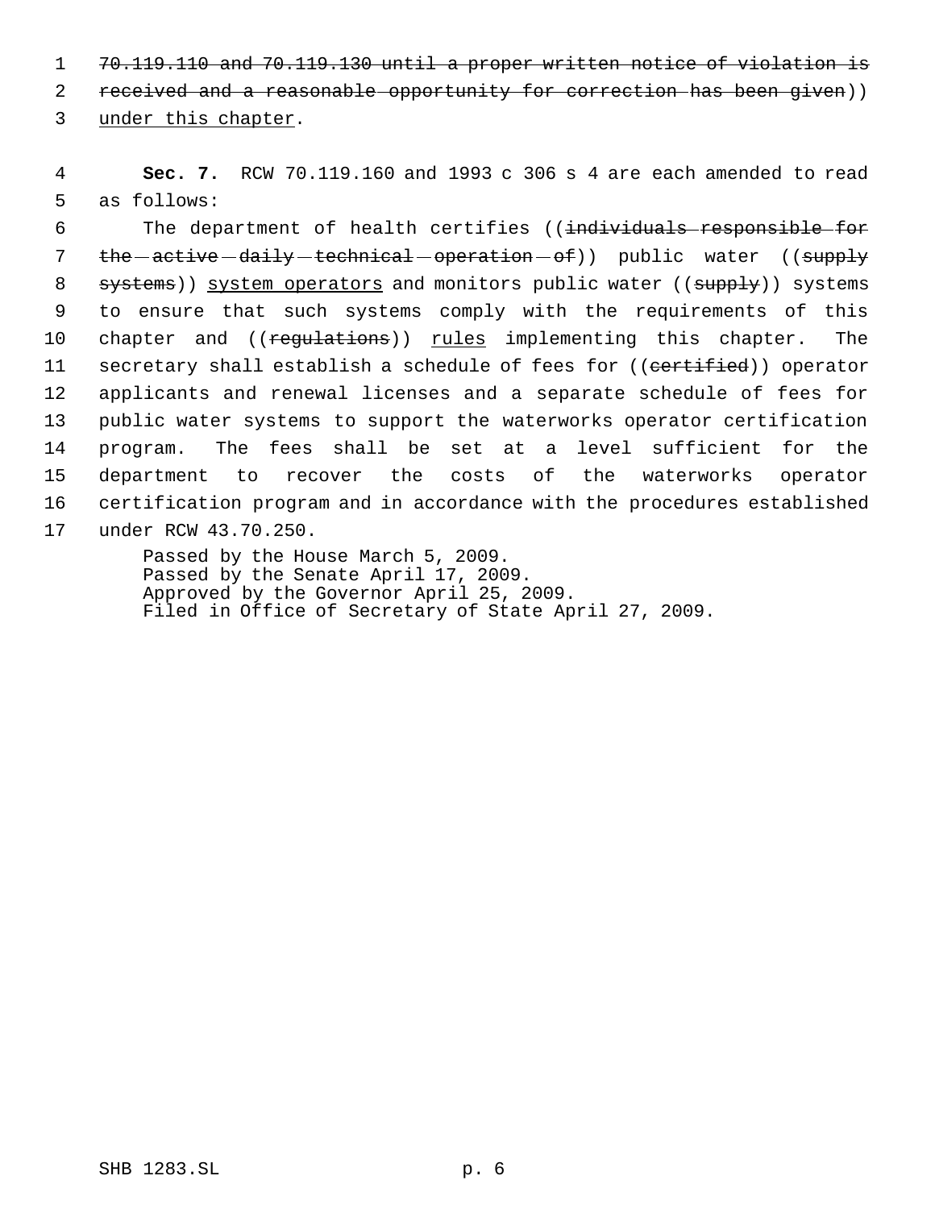~~70.119.110 and 70.119.130 until a proper written notice of violation is received and a reasonable opportunity for correction has been given~~)) <u>under this chapter</u>.

**Sec. 7.** RCW 70.119.160 and 1993 c 306 s 4 are each amended to read as follows:

The department of health certifies ((~~individuals responsible for the active daily technical operation of~~)) public water ((~~supply systems~~)) <u>system operators</u> and monitors public water ((~~supply~~)) systems to ensure that such systems comply with the requirements of this chapter and ((~~regulations~~)) <u>rules</u> implementing this chapter. The secretary shall establish a schedule of fees for ((~~certified~~)) operator applicants and renewal licenses and a separate schedule of fees for public water systems to support the waterworks operator certification program. The fees shall be set at a level sufficient for the department to recover the costs of the waterworks operator certification program and in accordance with the procedures established under RCW 43.70.250.

Passed by the House March 5, 2009.
Passed by the Senate April 17, 2009.
Approved by the Governor April 25, 2009.
Filed in Office of Secretary of State April 27, 2009.